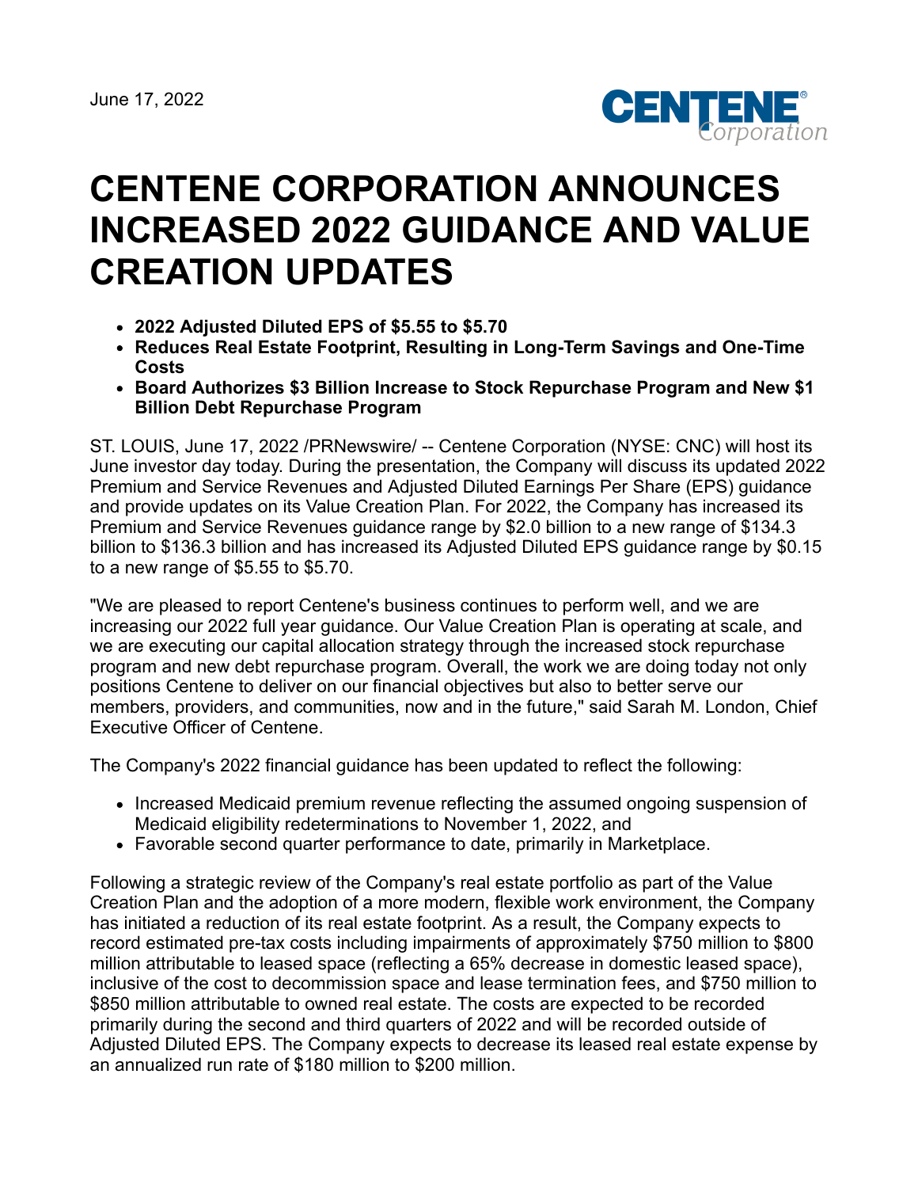June 17, 2022

# CENTENE CORPORATION ANNOUNCES INCREASED 2022 GUIDANCE AND VALUE CREATION UPDATES

- **2022 Adjusted Diluted EPS of $5.55 to $5.70**
- **Reduces Real Estate Footprint, Resulting in Long-Term Savings and One-Time Costs**
- **Board Authorizes $3 Billion Increase to Stock Repurchase Program and New $1 Billion Debt Repurchase Program**

ST. LOUIS, June 17, 2022 /PRNewswire/ -- Centene Corporation (NYSE: CNC) will host its June investor day today. During the presentation, the Company will discuss its updated 2022 Premium and Service Revenues and Adjusted Diluted Earnings Per Share (EPS) guidance and provide updates on its Value Creation Plan. For 2022, the Company has increased its Premium and Service Revenues guidance range by $2.0 billion to a new range of $134.3 billion to $136.3 billion and has increased its Adjusted Diluted EPS guidance range by $0.15 to a new range of $5.55 to $5.70.

"We are pleased to report Centene's business continues to perform well, and we are increasing our 2022 full year guidance. Our Value Creation Plan is operating at scale, and we are executing our capital allocation strategy through the increased stock repurchase program and new debt repurchase program. Overall, the work we are doing today not only positions Centene to deliver on our financial objectives but also to better serve our members, providers, and communities, now and in the future," said Sarah M. London, Chief Executive Officer of Centene.

The Company's 2022 financial guidance has been updated to reflect the following:

- Increased Medicaid premium revenue reflecting the assumed ongoing suspension of Medicaid eligibility redeterminations to November 1, 2022, and
- Favorable second quarter performance to date, primarily in Marketplace.

Following a strategic review of the Company's real estate portfolio as part of the Value Creation Plan and the adoption of a more modern, flexible work environment, the Company has initiated a reduction of its real estate footprint. As a result, the Company expects to record estimated pre-tax costs including impairments of approximately $750 million to $800 million attributable to leased space (reflecting a 65% decrease in domestic leased space), inclusive of the cost to decommission space and lease termination fees, and $750 million to $850 million attributable to owned real estate. The costs are expected to be recorded primarily during the second and third quarters of 2022 and will be recorded outside of Adjusted Diluted EPS. The Company expects to decrease its leased real estate expense by an annualized run rate of $180 million to $200 million.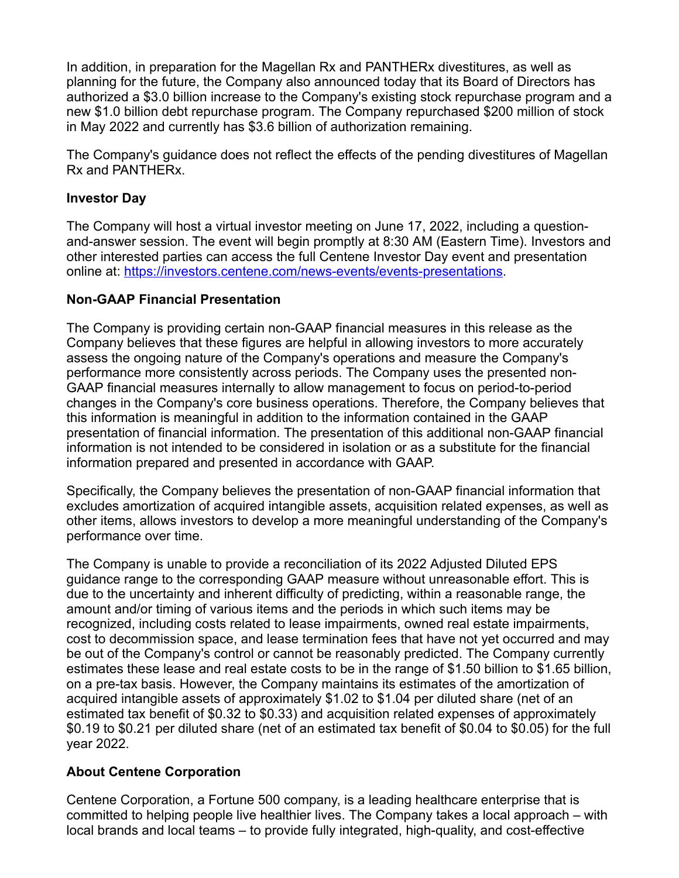In addition, in preparation for the Magellan Rx and PANTHERx divestitures, as well as planning for the future, the Company also announced today that its Board of Directors has authorized a $3.0 billion increase to the Company's existing stock repurchase program and a new $1.0 billion debt repurchase program. The Company repurchased $200 million of stock in May 2022 and currently has $3.6 billion of authorization remaining.

The Company's guidance does not reflect the effects of the pending divestitures of Magellan Rx and PANTHERx.

**Investor Day**

The Company will host a virtual investor meeting on June 17, 2022, including a question-and-answer session. The event will begin promptly at 8:30 AM (Eastern Time). Investors and other interested parties can access the full Centene Investor Day event and presentation online at: [https://investors.centene.com/news-events/events-presentations](https://investors.centene.com/news-events/events-presentations).

**Non-GAAP Financial Presentation**

The Company is providing certain non-GAAP financial measures in this release as the Company believes that these figures are helpful in allowing investors to more accurately assess the ongoing nature of the Company's operations and measure the Company's performance more consistently across periods. The Company uses the presented non-GAAP financial measures internally to allow management to focus on period-to-period changes in the Company's core business operations. Therefore, the Company believes that this information is meaningful in addition to the information contained in the GAAP presentation of financial information. The presentation of this additional non-GAAP financial information is not intended to be considered in isolation or as a substitute for the financial information prepared and presented in accordance with GAAP.

Specifically, the Company believes the presentation of non-GAAP financial information that excludes amortization of acquired intangible assets, acquisition related expenses, as well as other items, allows investors to develop a more meaningful understanding of the Company's performance over time.

The Company is unable to provide a reconciliation of its 2022 Adjusted Diluted EPS guidance range to the corresponding GAAP measure without unreasonable effort. This is due to the uncertainty and inherent difficulty of predicting, within a reasonable range, the amount and/or timing of various items and the periods in which such items may be recognized, including costs related to lease impairments, owned real estate impairments, cost to decommission space, and lease termination fees that have not yet occurred and may be out of the Company's control or cannot be reasonably predicted. The Company currently estimates these lease and real estate costs to be in the range of $1.50 billion to $1.65 billion, on a pre-tax basis. However, the Company maintains its estimates of the amortization of acquired intangible assets of approximately $1.02 to $1.04 per diluted share (net of an estimated tax benefit of $0.32 to $0.33) and acquisition related expenses of approximately $0.19 to $0.21 per diluted share (net of an estimated tax benefit of $0.04 to $0.05) for the full year 2022.

**About Centene Corporation**

Centene Corporation, a Fortune 500 company, is a leading healthcare enterprise that is committed to helping people live healthier lives. The Company takes a local approach – with local brands and local teams – to provide fully integrated, high-quality, and cost-effective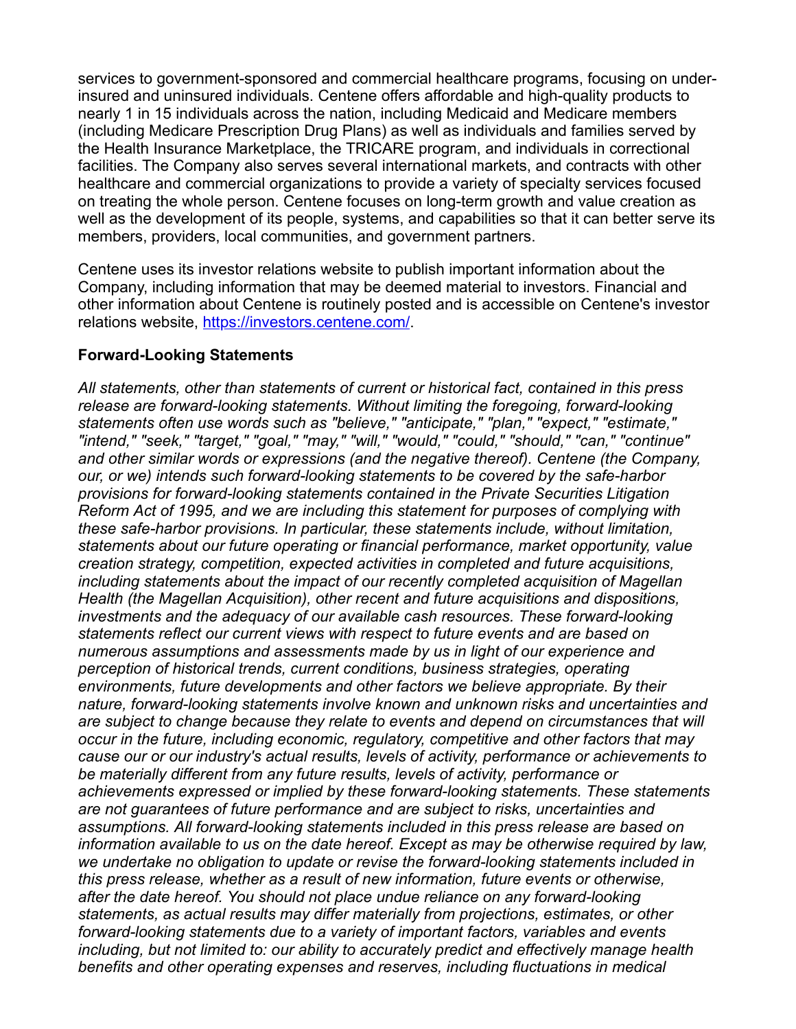services to government-sponsored and commercial healthcare programs, focusing on under-insured and uninsured individuals. Centene offers affordable and high-quality products to nearly 1 in 15 individuals across the nation, including Medicaid and Medicare members (including Medicare Prescription Drug Plans) as well as individuals and families served by the Health Insurance Marketplace, the TRICARE program, and individuals in correctional facilities. The Company also serves several international markets, and contracts with other healthcare and commercial organizations to provide a variety of specialty services focused on treating the whole person. Centene focuses on long-term growth and value creation as well as the development of its people, systems, and capabilities so that it can better serve its members, providers, local communities, and government partners.

Centene uses its investor relations website to publish important information about the Company, including information that may be deemed material to investors. Financial and other information about Centene is routinely posted and is accessible on Centene's investor relations website, [https://investors.centene.com/](https://investors.centene.com/).

**Forward-Looking Statements**

*All statements, other than statements of current or historical fact, contained in this press release are forward-looking statements. Without limiting the foregoing, forward-looking statements often use words such as "believe," "anticipate," "plan," "expect," "estimate," "intend," "seek," "target," "goal," "may," "will," "would," "could," "should," "can," "continue" and other similar words or expressions (and the negative thereof). Centene (the Company, our, or we) intends such forward-looking statements to be covered by the safe-harbor provisions for forward-looking statements contained in the Private Securities Litigation Reform Act of 1995, and we are including this statement for purposes of complying with these safe-harbor provisions. In particular, these statements include, without limitation, statements about our future operating or financial performance, market opportunity, value creation strategy, competition, expected activities in completed and future acquisitions, including statements about the impact of our recently completed acquisition of Magellan Health (the Magellan Acquisition), other recent and future acquisitions and dispositions, investments and the adequacy of our available cash resources. These forward-looking statements reflect our current views with respect to future events and are based on numerous assumptions and assessments made by us in light of our experience and perception of historical trends, current conditions, business strategies, operating environments, future developments and other factors we believe appropriate. By their nature, forward-looking statements involve known and unknown risks and uncertainties and are subject to change because they relate to events and depend on circumstances that will occur in the future, including economic, regulatory, competitive and other factors that may cause our or our industry's actual results, levels of activity, performance or achievements to be materially different from any future results, levels of activity, performance or achievements expressed or implied by these forward-looking statements. These statements are not guarantees of future performance and are subject to risks, uncertainties and assumptions. All forward-looking statements included in this press release are based on information available to us on the date hereof. Except as may be otherwise required by law, we undertake no obligation to update or revise the forward-looking statements included in this press release, whether as a result of new information, future events or otherwise, after the date hereof. You should not place undue reliance on any forward-looking statements, as actual results may differ materially from projections, estimates, or other forward-looking statements due to a variety of important factors, variables and events including, but not limited to: our ability to accurately predict and effectively manage health benefits and other operating expenses and reserves, including fluctuations in medical*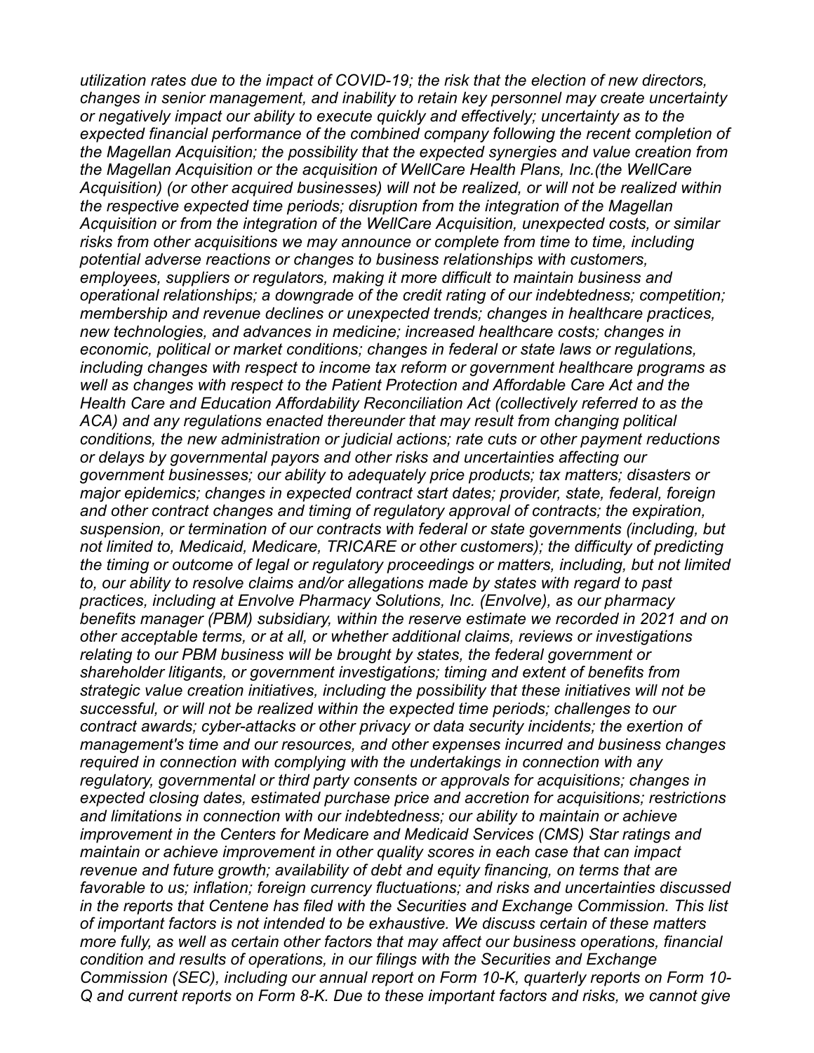*utilization rates due to the impact of COVID-19; the risk that the election of new directors, changes in senior management, and inability to retain key personnel may create uncertainty or negatively impact our ability to execute quickly and effectively; uncertainty as to the expected financial performance of the combined company following the recent completion of the Magellan Acquisition; the possibility that the expected synergies and value creation from the Magellan Acquisition or the acquisition of WellCare Health Plans, Inc.(the WellCare Acquisition) (or other acquired businesses) will not be realized, or will not be realized within the respective expected time periods; disruption from the integration of the Magellan Acquisition or from the integration of the WellCare Acquisition, unexpected costs, or similar risks from other acquisitions we may announce or complete from time to time, including potential adverse reactions or changes to business relationships with customers, employees, suppliers or regulators, making it more difficult to maintain business and operational relationships; a downgrade of the credit rating of our indebtedness; competition; membership and revenue declines or unexpected trends; changes in healthcare practices, new technologies, and advances in medicine; increased healthcare costs; changes in economic, political or market conditions; changes in federal or state laws or regulations, including changes with respect to income tax reform or government healthcare programs as well as changes with respect to the Patient Protection and Affordable Care Act and the Health Care and Education Affordability Reconciliation Act (collectively referred to as the ACA) and any regulations enacted thereunder that may result from changing political conditions, the new administration or judicial actions; rate cuts or other payment reductions or delays by governmental payors and other risks and uncertainties affecting our government businesses; our ability to adequately price products; tax matters; disasters or major epidemics; changes in expected contract start dates; provider, state, federal, foreign and other contract changes and timing of regulatory approval of contracts; the expiration, suspension, or termination of our contracts with federal or state governments (including, but not limited to, Medicaid, Medicare, TRICARE or other customers); the difficulty of predicting the timing or outcome of legal or regulatory proceedings or matters, including, but not limited to, our ability to resolve claims and/or allegations made by states with regard to past practices, including at Envolve Pharmacy Solutions, Inc. (Envolve), as our pharmacy benefits manager (PBM) subsidiary, within the reserve estimate we recorded in 2021 and on other acceptable terms, or at all, or whether additional claims, reviews or investigations relating to our PBM business will be brought by states, the federal government or shareholder litigants, or government investigations; timing and extent of benefits from strategic value creation initiatives, including the possibility that these initiatives will not be successful, or will not be realized within the expected time periods; challenges to our contract awards; cyber-attacks or other privacy or data security incidents; the exertion of management's time and our resources, and other expenses incurred and business changes required in connection with complying with the undertakings in connection with any regulatory, governmental or third party consents or approvals for acquisitions; changes in expected closing dates, estimated purchase price and accretion for acquisitions; restrictions and limitations in connection with our indebtedness; our ability to maintain or achieve improvement in the Centers for Medicare and Medicaid Services (CMS) Star ratings and maintain or achieve improvement in other quality scores in each case that can impact revenue and future growth; availability of debt and equity financing, on terms that are favorable to us; inflation; foreign currency fluctuations; and risks and uncertainties discussed in the reports that Centene has filed with the Securities and Exchange Commission. This list of important factors is not intended to be exhaustive. We discuss certain of these matters more fully, as well as certain other factors that may affect our business operations, financial condition and results of operations, in our filings with the Securities and Exchange Commission (SEC), including our annual report on Form 10-K, quarterly reports on Form 10-Q and current reports on Form 8-K. Due to these important factors and risks, we cannot give*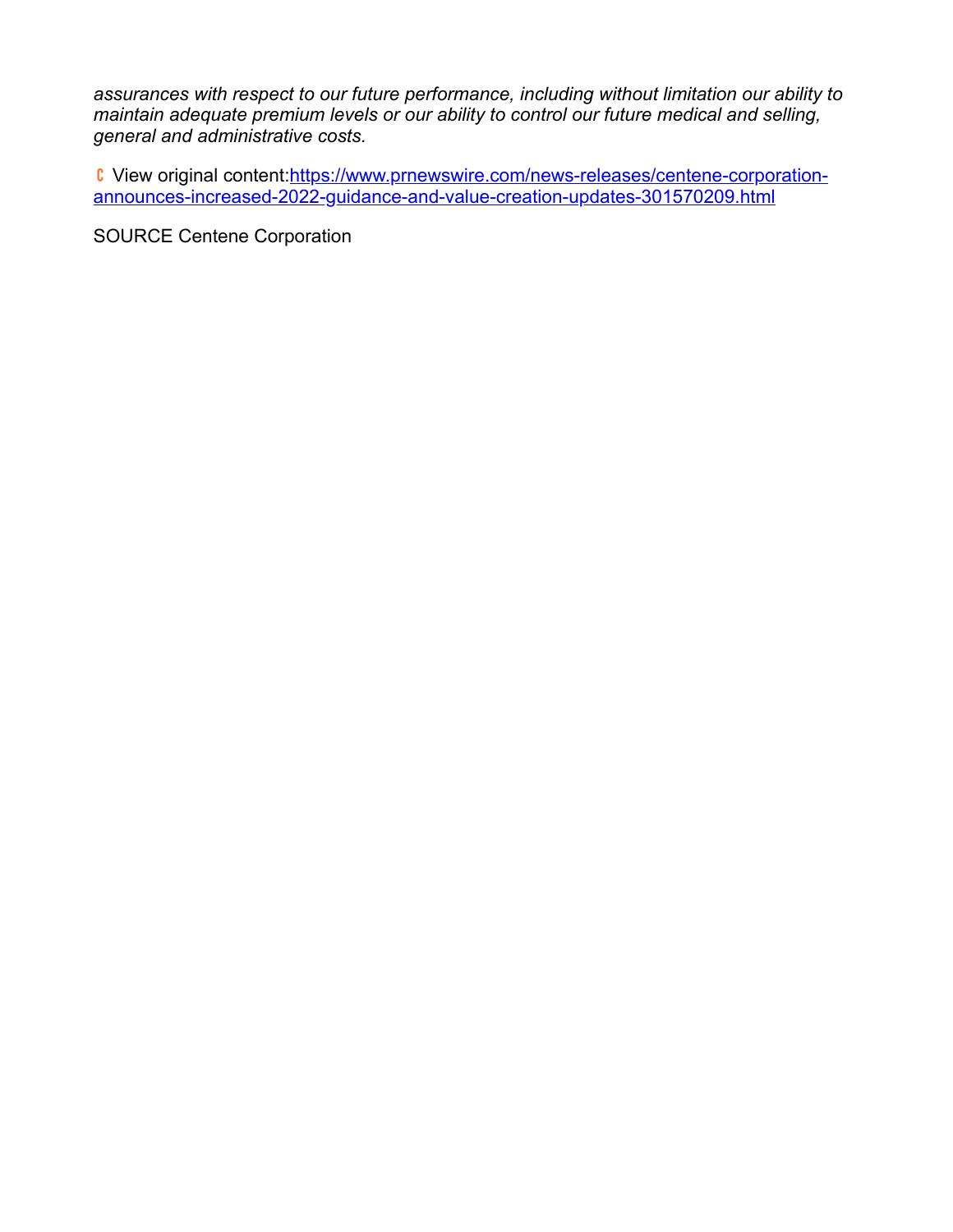*assurances with respect to our future performance, including without limitation our ability to maintain adequate premium levels or our ability to control our future medical and selling, general and administrative costs.*

View original content:[https://www.prnewswire.com/news-releases/centene-corporation-announces-increased-2022-guidance-and-value-creation-updates-301570209.html](https://www.prnewswire.com/news-releases/centene-corporation-announces-increased-2022-guidance-and-value-creation-updates-301570209.html)

SOURCE Centene Corporation